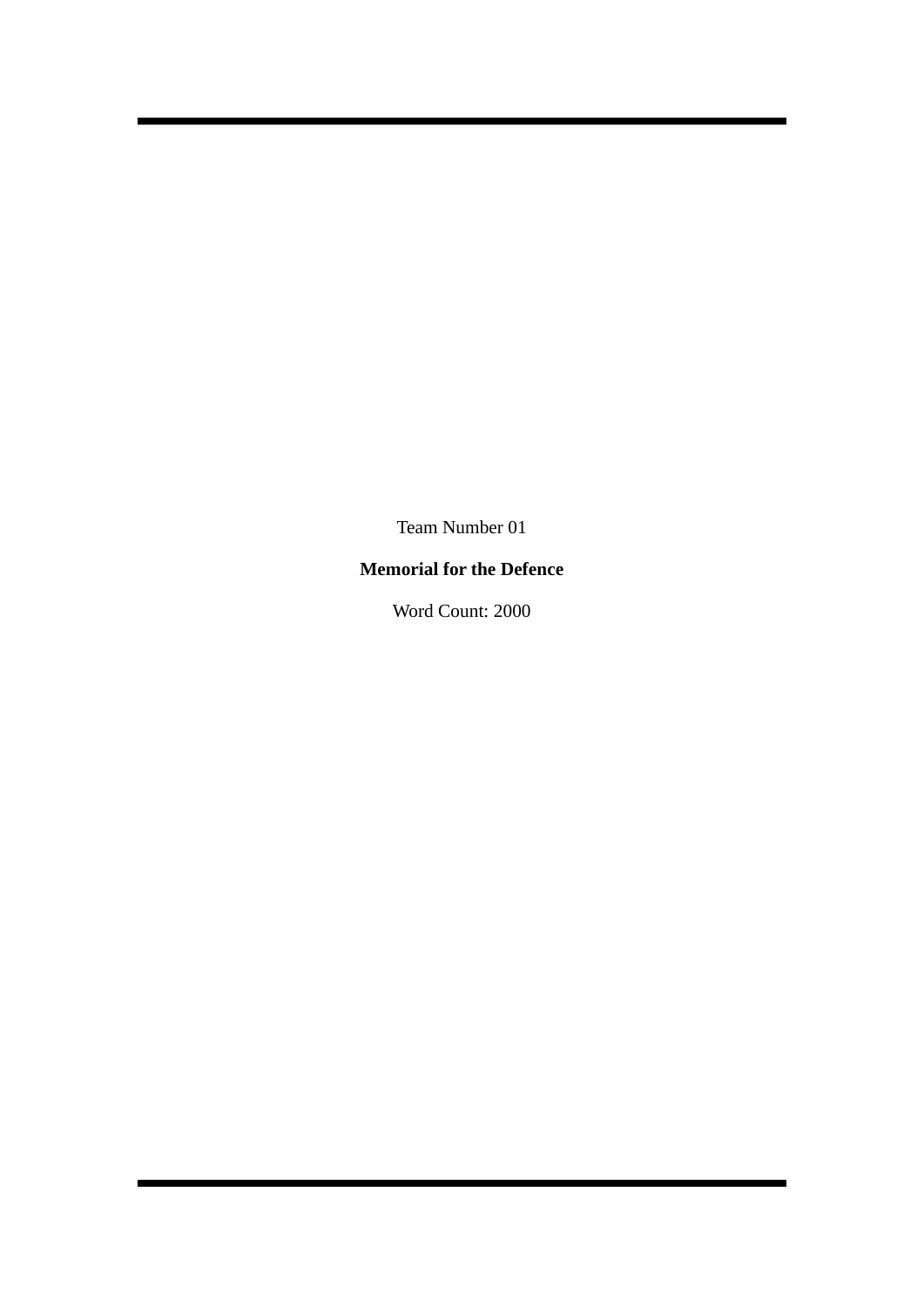Team Number 01

**Memorial for the Defence**

Word Count: 2000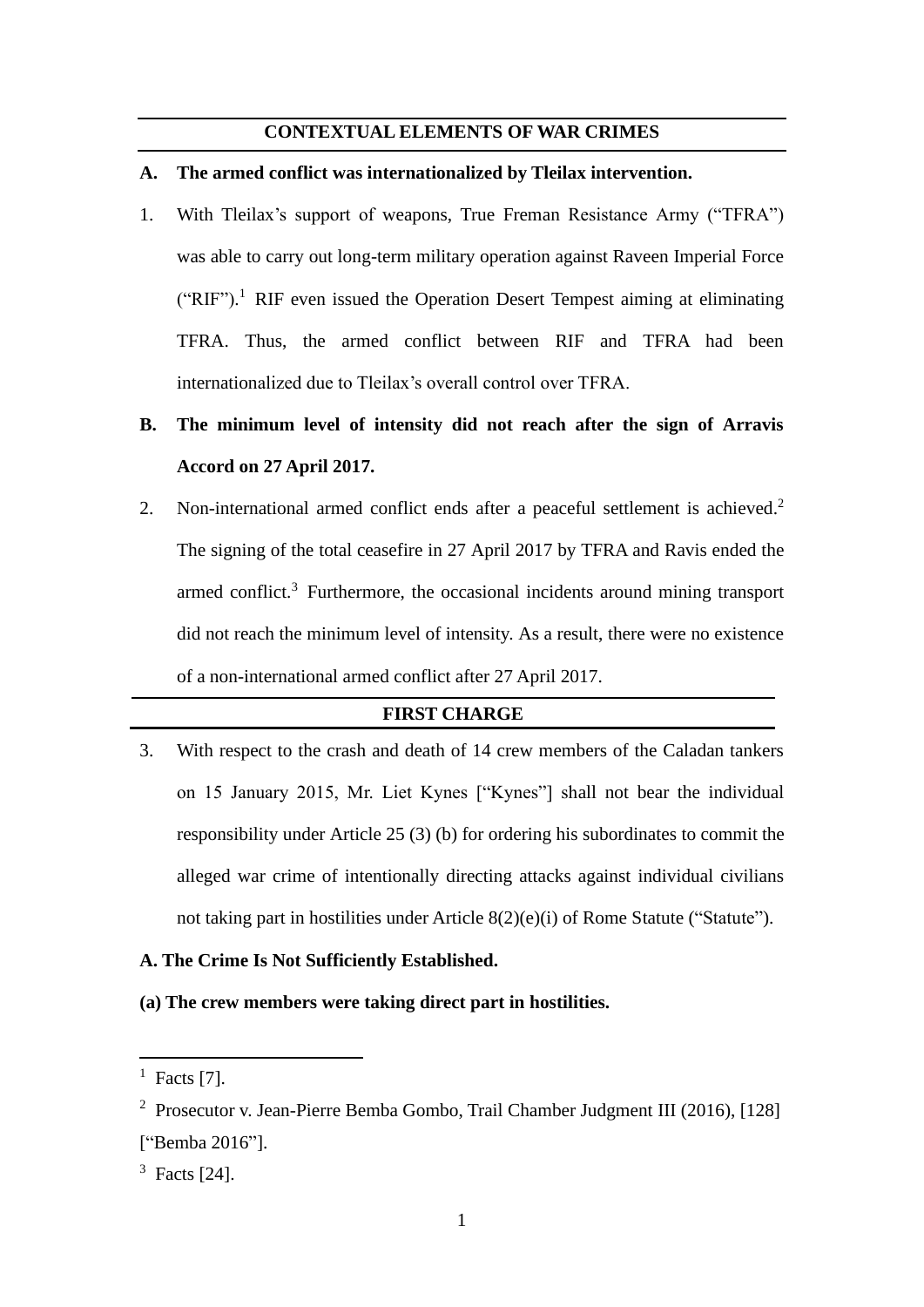## CONTEXTUAL ELEMENTS OF WAR CRIMES

### A. The armed conflict was internationalized by Tleilax intervention.

1. With Tleilax's support of weapons, True Freman Resistance Army ("TFRA") was able to carry out long-term military operation against Raveen Imperial Force ("RIF").[1] RIF even issued the Operation Desert Tempest aiming at eliminating TFRA. Thus, the armed conflict between RIF and TFRA had been internationalized due to Tleilax's overall control over TFRA.

### B. The minimum level of intensity did not reach after the sign of Arravis Accord on 27 April 2017.

2. Non-international armed conflict ends after a peaceful settlement is achieved.[2] The signing of the total ceasefire in 27 April 2017 by TFRA and Ravis ended the armed conflict.[3] Furthermore, the occasional incidents around mining transport did not reach the minimum level of intensity. As a result, there were no existence of a non-international armed conflict after 27 April 2017.

## FIRST CHARGE

3. With respect to the crash and death of 14 crew members of the Caladan tankers on 15 January 2015, Mr. Liet Kynes ["Kynes"] shall not bear the individual responsibility under Article 25 (3) (b) for ordering his subordinates to commit the alleged war crime of intentionally directing attacks against individual civilians not taking part in hostilities under Article 8(2)(e)(i) of Rome Statute ("Statute").

**A. The Crime Is Not Sufficiently Established.**

**(a) The crew members were taking direct part in hostilities.**

---

[1] Facts [7].

[2] Prosecutor v. Jean-Pierre Bemba Gombo, Trail Chamber Judgment III (2016), [128] ["Bemba 2016"].

[3] Facts [24].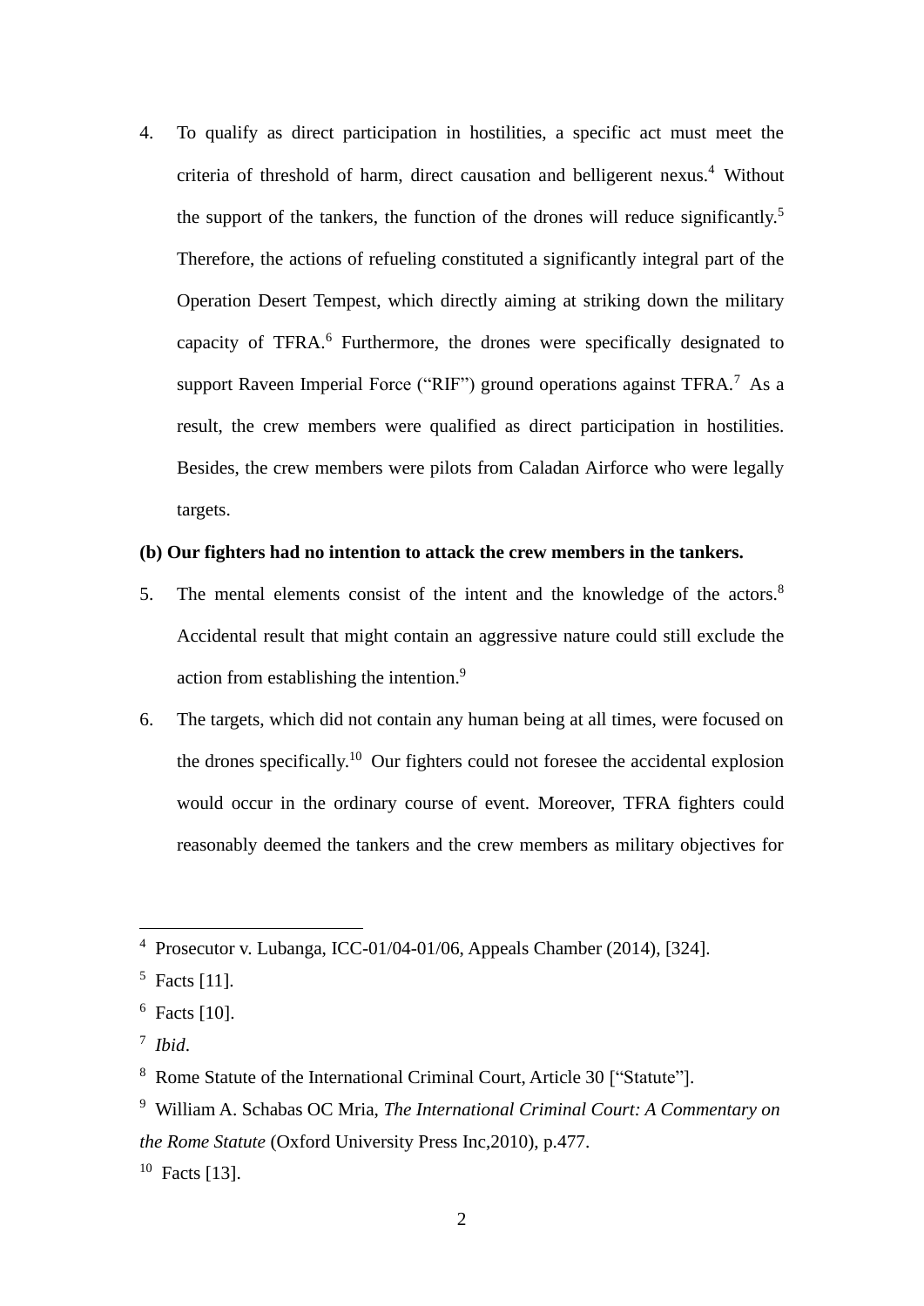4. To qualify as direct participation in hostilities, a specific act must meet the criteria of threshold of harm, direct causation and belligerent nexus.[4] Without the support of the tankers, the function of the drones will reduce significantly.[5] Therefore, the actions of refueling constituted a significantly integral part of the Operation Desert Tempest, which directly aiming at striking down the military capacity of TFRA.[6] Furthermore, the drones were specifically designated to support Raveen Imperial Force ("RIF") ground operations against TFRA.[7] As a result, the crew members were qualified as direct participation in hostilities. Besides, the crew members were pilots from Caladan Airforce who were legally targets.

**(b) Our fighters had no intention to attack the crew members in the tankers.**

5. The mental elements consist of the intent and the knowledge of the actors.[8] Accidental result that might contain an aggressive nature could still exclude the action from establishing the intention.[9]

6. The targets, which did not contain any human being at all times, were focused on the drones specifically.[10] Our fighters could not foresee the accidental explosion would occur in the ordinary course of event. Moreover, TFRA fighters could reasonably deemed the tankers and the crew members as military objectives for

---

[4] Prosecutor v. Lubanga, ICC-01/04-01/06, Appeals Chamber (2014), [324].

[5] Facts [11].

[6] Facts [10].

[7] *Ibid*.

[8] Rome Statute of the International Criminal Court, Article 30 ["Statute"].

[9] William A. Schabas OC Mria, *The International Criminal Court: A Commentary on the Rome Statute* (Oxford University Press Inc,2010), p.477.

[10] Facts [13].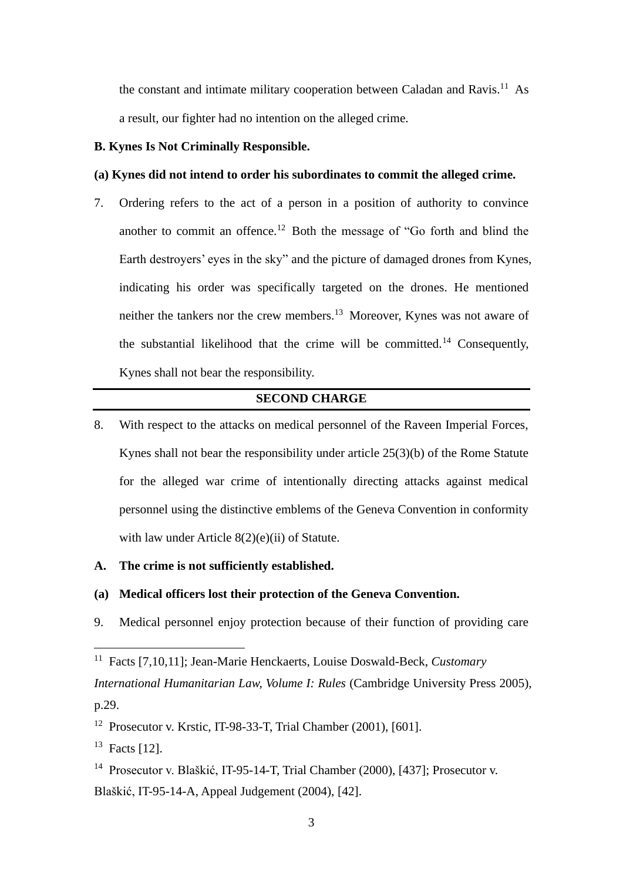the constant and intimate military cooperation between Caladan and Ravis.[11] As a result, our fighter had no intention on the alleged crime.

**B. Kynes Is Not Criminally Responsible.**

**(a) Kynes did not intend to order his subordinates to commit the alleged crime.**

7. Ordering refers to the act of a person in a position of authority to convince another to commit an offence.[12] Both the message of "Go forth and blind the Earth destroyers' eyes in the sky" and the picture of damaged drones from Kynes, indicating his order was specifically targeted on the drones. He mentioned neither the tankers nor the crew members.[13] Moreover, Kynes was not aware of the substantial likelihood that the crime will be committed.[14] Consequently, Kynes shall not bear the responsibility.

---

## SECOND CHARGE

---

8. With respect to the attacks on medical personnel of the Raveen Imperial Forces, Kynes shall not bear the responsibility under article 25(3)(b) of the Rome Statute for the alleged war crime of intentionally directing attacks against medical personnel using the distinctive emblems of the Geneva Convention in conformity with law under Article 8(2)(e)(ii) of Statute.

**A. The crime is not sufficiently established.**

**(a) Medical officers lost their protection of the Geneva Convention.**

9. Medical personnel enjoy protection because of their function of providing care

---

[11] Facts [7,10,11]; Jean-Marie Henckaerts, Louise Doswald-Beck, *Customary International Humanitarian Law, Volume I: Rules* (Cambridge University Press 2005), p.29.

[12] Prosecutor v. Krstic, IT-98-33-T, Trial Chamber (2001), [601].

[13] Facts [12].

[14] Prosecutor v. Blaškić, IT-95-14-T, Trial Chamber (2000), [437]; Prosecutor v. Blaškić, IT-95-14-A, Appeal Judgement (2004), [42].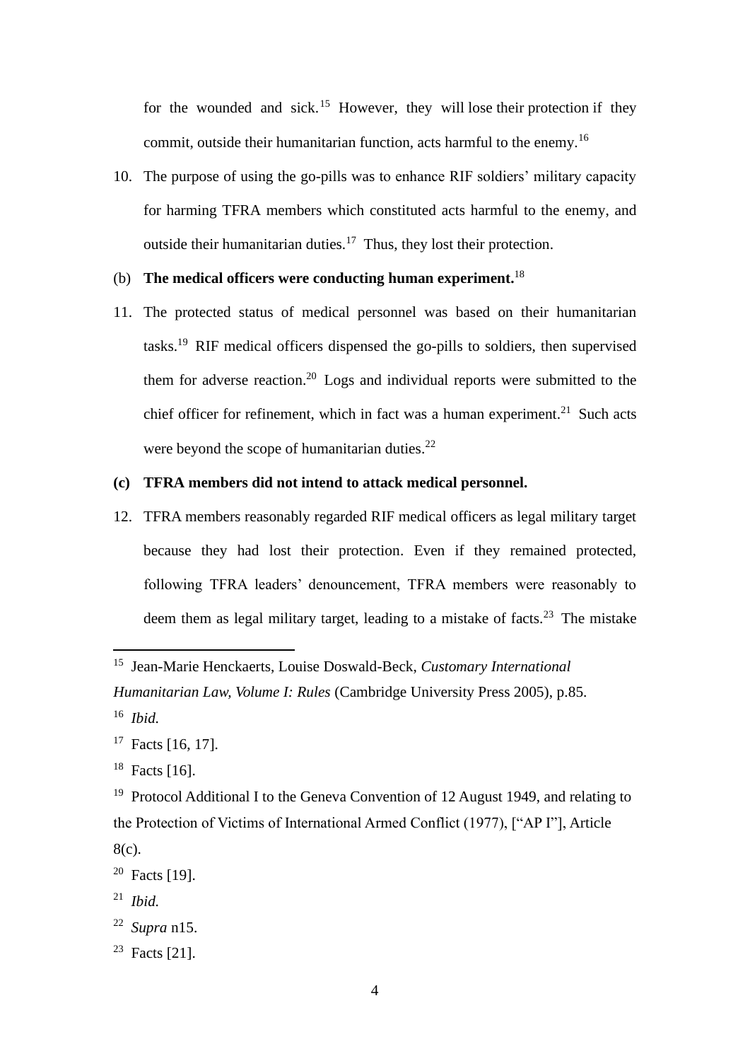for the wounded and sick.[15] However, they will lose their protection if they commit, outside their humanitarian function, acts harmful to the enemy.[16]

10. The purpose of using the go-pills was to enhance RIF soldiers' military capacity for harming TFRA members which constituted acts harmful to the enemy, and outside their humanitarian duties.[17] Thus, they lost their protection.

(b) **The medical officers were conducting human experiment.**[18]

11. The protected status of medical personnel was based on their humanitarian tasks.[19] RIF medical officers dispensed the go-pills to soldiers, then supervised them for adverse reaction.[20] Logs and individual reports were submitted to the chief officer for refinement, which in fact was a human experiment.[21] Such acts were beyond the scope of humanitarian duties.[22]

**(c) TFRA members did not intend to attack medical personnel.**

12. TFRA members reasonably regarded RIF medical officers as legal military target because they had lost their protection. Even if they remained protected, following TFRA leaders' denouncement, TFRA members were reasonably to deem them as legal military target, leading to a mistake of facts.[23] The mistake

---

[15] Jean-Marie Henckaerts, Louise Doswald-Beck, *Customary International Humanitarian Law, Volume I: Rules* (Cambridge University Press 2005), p.85.

[16] *Ibid.*

[17] Facts [16, 17].

[18] Facts [16].

[19] Protocol Additional I to the Geneva Convention of 12 August 1949, and relating to the Protection of Victims of International Armed Conflict (1977), ["AP I"], Article 8(c).

[20] Facts [19].

[21] *Ibid.*

[22] *Supra* n15.

[23] Facts [21].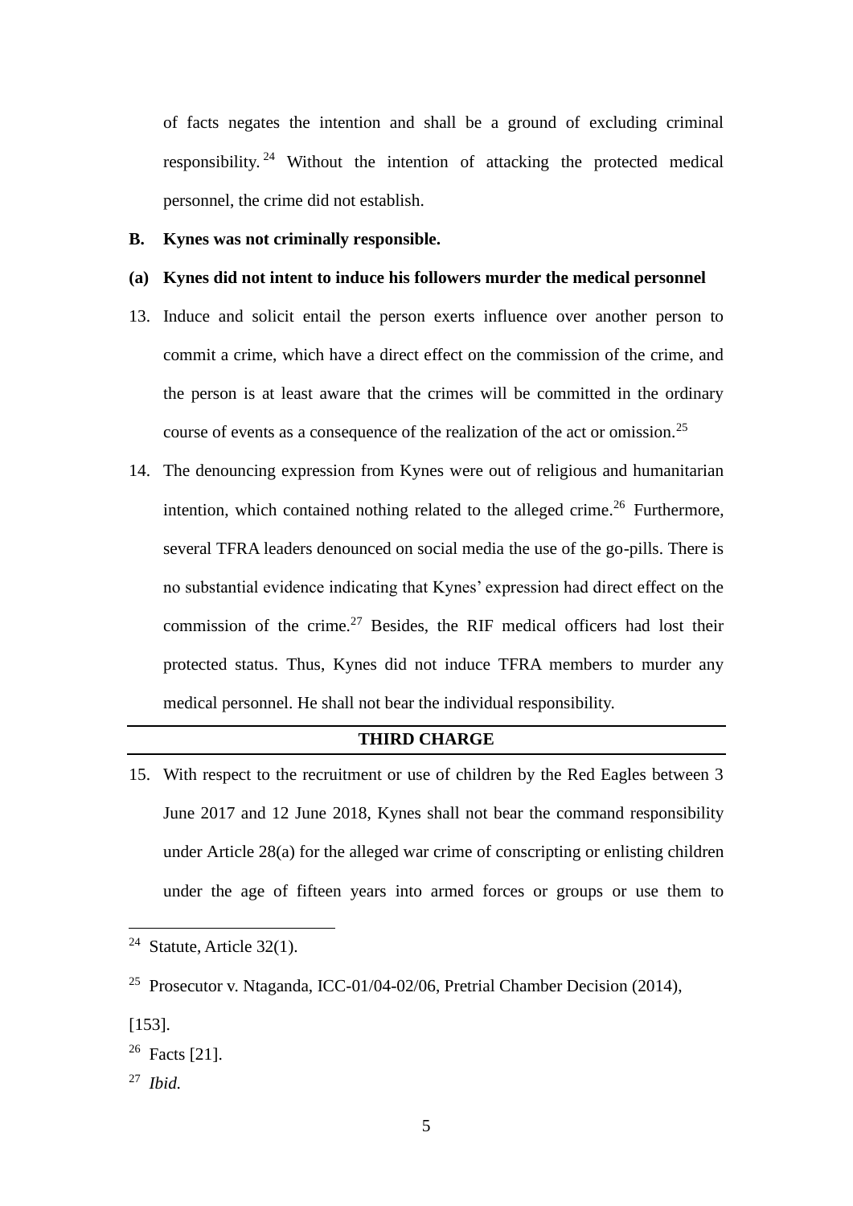of facts negates the intention and shall be a ground of excluding criminal responsibility.[24] Without the intention of attacking the protected medical personnel, the crime did not establish.

**B. Kynes was not criminally responsible.**

**(a) Kynes did not intent to induce his followers murder the medical personnel**

13. Induce and solicit entail the person exerts influence over another person to commit a crime, which have a direct effect on the commission of the crime, and the person is at least aware that the crimes will be committed in the ordinary course of events as a consequence of the realization of the act or omission.[25]

14. The denouncing expression from Kynes were out of religious and humanitarian intention, which contained nothing related to the alleged crime.[26] Furthermore, several TFRA leaders denounced on social media the use of the go-pills. There is no substantial evidence indicating that Kynes' expression had direct effect on the commission of the crime.[27] Besides, the RIF medical officers had lost their protected status. Thus, Kynes did not induce TFRA members to murder any medical personnel. He shall not bear the individual responsibility.

---

**THIRD CHARGE**

---

15. With respect to the recruitment or use of children by the Red Eagles between 3 June 2017 and 12 June 2018, Kynes shall not bear the command responsibility under Article 28(a) for the alleged war crime of conscripting or enlisting children under the age of fifteen years into armed forces or groups or use them to

---

[24] Statute, Article 32(1).

[25] Prosecutor v. Ntaganda, ICC-01/04-02/06, Pretrial Chamber Decision (2014), [153].

[26] Facts [21].

[27] *Ibid.*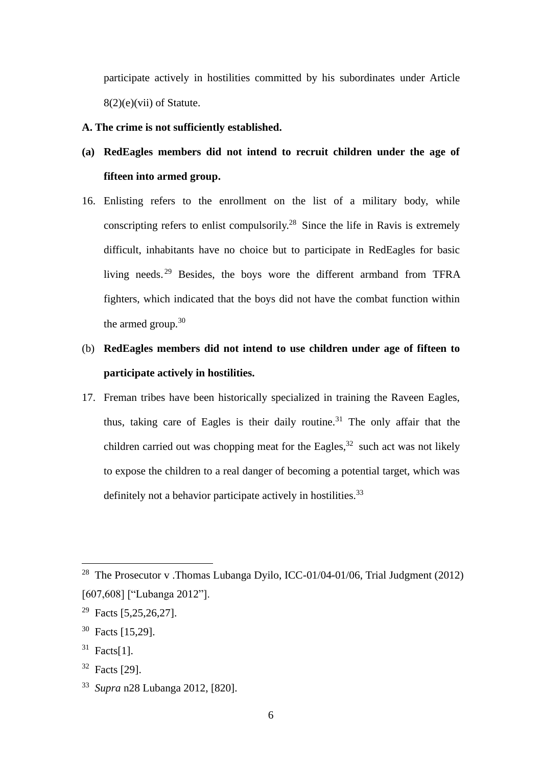participate actively in hostilities committed by his subordinates under Article 8(2)(e)(vii) of Statute.

**A. The crime is not sufficiently established.**

**(a) RedEagles members did not intend to recruit children under the age of fifteen into armed group.**

16. Enlisting refers to the enrollment on the list of a military body, while conscripting refers to enlist compulsorily.[28] Since the life in Ravis is extremely difficult, inhabitants have no choice but to participate in RedEagles for basic living needs.[29] Besides, the boys wore the different armband from TFRA fighters, which indicated that the boys did not have the combat function within the armed group.[30]

(b) **RedEagles members did not intend to use children under age of fifteen to participate actively in hostilities.**

17. Freman tribes have been historically specialized in training the Raveen Eagles, thus, taking care of Eagles is their daily routine.[31] The only affair that the children carried out was chopping meat for the Eagles,[32] such act was not likely to expose the children to a real danger of becoming a potential target, which was definitely not a behavior participate actively in hostilities.[33]

---

[28] The Prosecutor v .Thomas Lubanga Dyilo, ICC-01/04-01/06, Trial Judgment (2012) [607,608] ["Lubanga 2012"].

[29] Facts [5,25,26,27].

[30] Facts [15,29].

[31] Facts[1].

[32] Facts [29].

[33] *Supra* n28 Lubanga 2012, [820].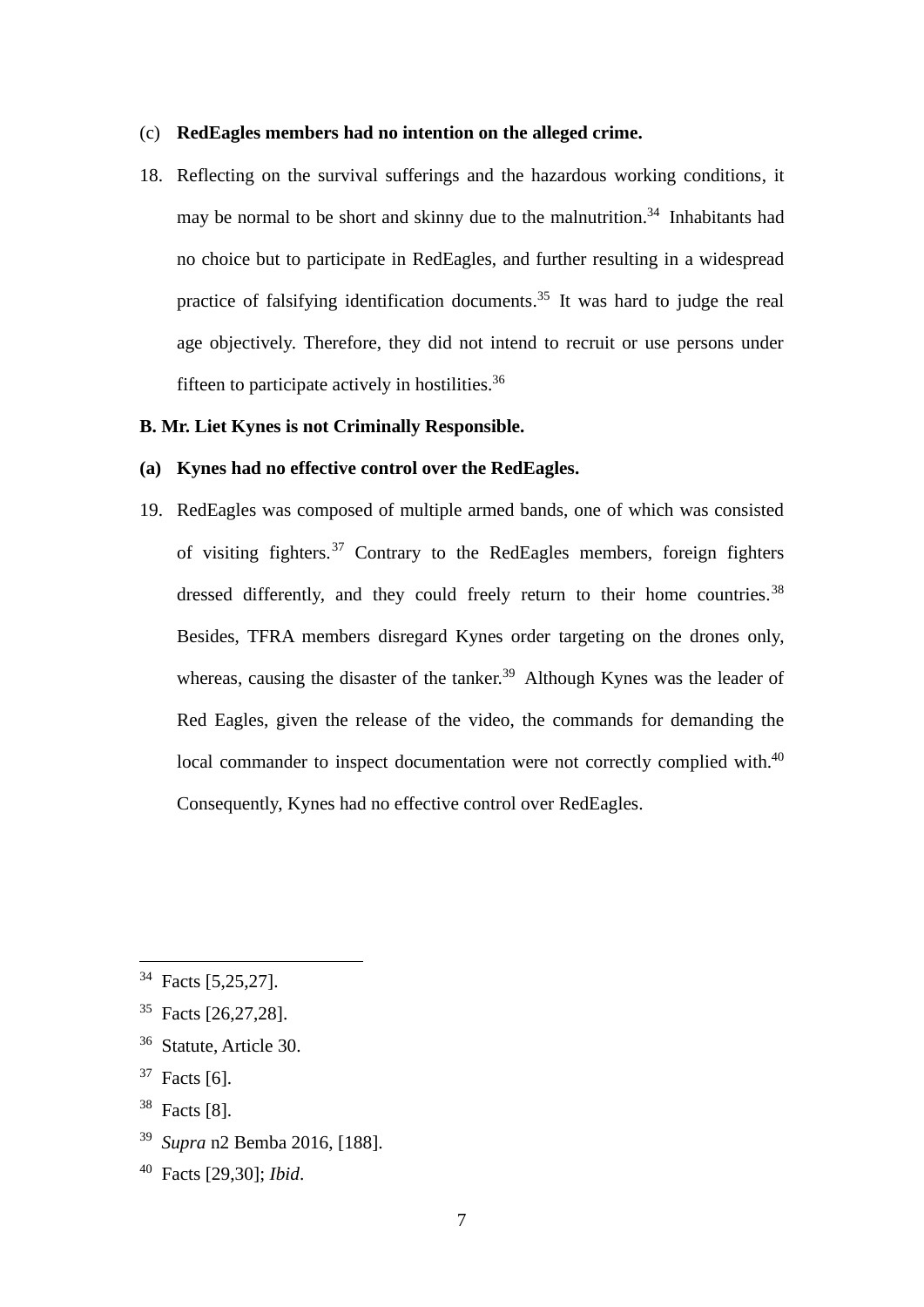(c) **RedEagles members had no intention on the alleged crime.**

18. Reflecting on the survival sufferings and the hazardous working conditions, it may be normal to be short and skinny due to the malnutrition.[34] Inhabitants had no choice but to participate in RedEagles, and further resulting in a widespread practice of falsifying identification documents.[35] It was hard to judge the real age objectively. Therefore, they did not intend to recruit or use persons under fifteen to participate actively in hostilities.[36]

**B. Mr. Liet Kynes is not Criminally Responsible.**

**(a) Kynes had no effective control over the RedEagles.**

19. RedEagles was composed of multiple armed bands, one of which was consisted of visiting fighters.[37] Contrary to the RedEagles members, foreign fighters dressed differently, and they could freely return to their home countries.[38] Besides, TFRA members disregard Kynes order targeting on the drones only, whereas, causing the disaster of the tanker.[39] Although Kynes was the leader of Red Eagles, given the release of the video, the commands for demanding the local commander to inspect documentation were not correctly complied with.[40] Consequently, Kynes had no effective control over RedEagles.

---

[34] Facts [5,25,27].

[35] Facts [26,27,28].

[36] Statute, Article 30.

[37] Facts [6].

[38] Facts [8].

[39] *Supra* n2 Bemba 2016, [188].

[40] Facts [29,30]; *Ibid*.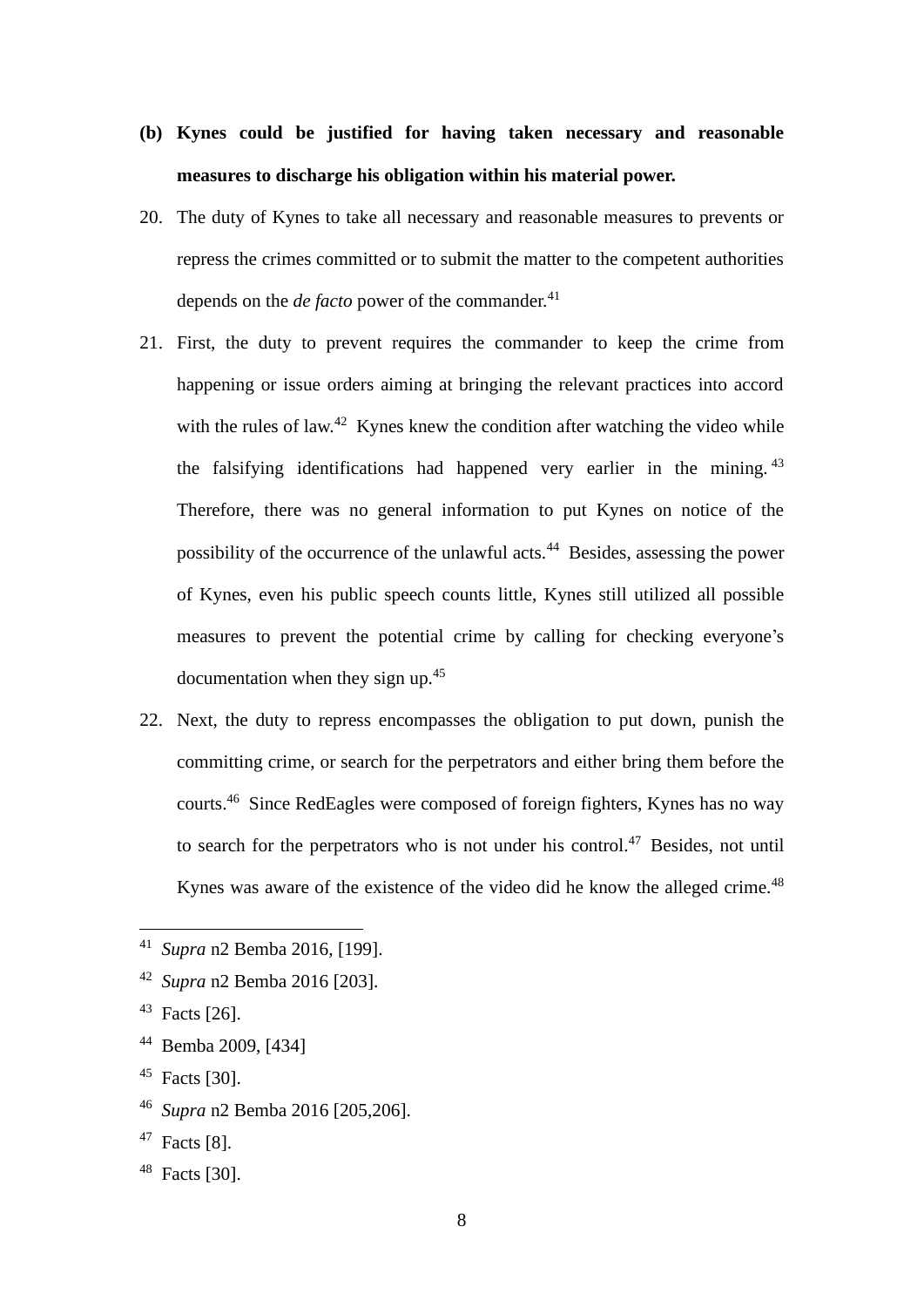**(b) Kynes could be justified for having taken necessary and reasonable measures to discharge his obligation within his material power.**

20. The duty of Kynes to take all necessary and reasonable measures to prevents or repress the crimes committed or to submit the matter to the competent authorities depends on the *de facto* power of the commander.[41]

21. First, the duty to prevent requires the commander to keep the crime from happening or issue orders aiming at bringing the relevant practices into accord with the rules of law.[42] Kynes knew the condition after watching the video while the falsifying identifications had happened very earlier in the mining.[43] Therefore, there was no general information to put Kynes on notice of the possibility of the occurrence of the unlawful acts.[44] Besides, assessing the power of Kynes, even his public speech counts little, Kynes still utilized all possible measures to prevent the potential crime by calling for checking everyone's documentation when they sign up.[45]

22. Next, the duty to repress encompasses the obligation to put down, punish the committing crime, or search for the perpetrators and either bring them before the courts.[46] Since RedEagles were composed of foreign fighters, Kynes has no way to search for the perpetrators who is not under his control.[47] Besides, not until Kynes was aware of the existence of the video did he know the alleged crime.[48]

---

[41] *Supra* n2 Bemba 2016, [199].

[42] *Supra* n2 Bemba 2016 [203].

[43] Facts [26].

[44] Bemba 2009, [434]

[45] Facts [30].

[46] *Supra* n2 Bemba 2016 [205,206].

[47] Facts [8].

[48] Facts [30].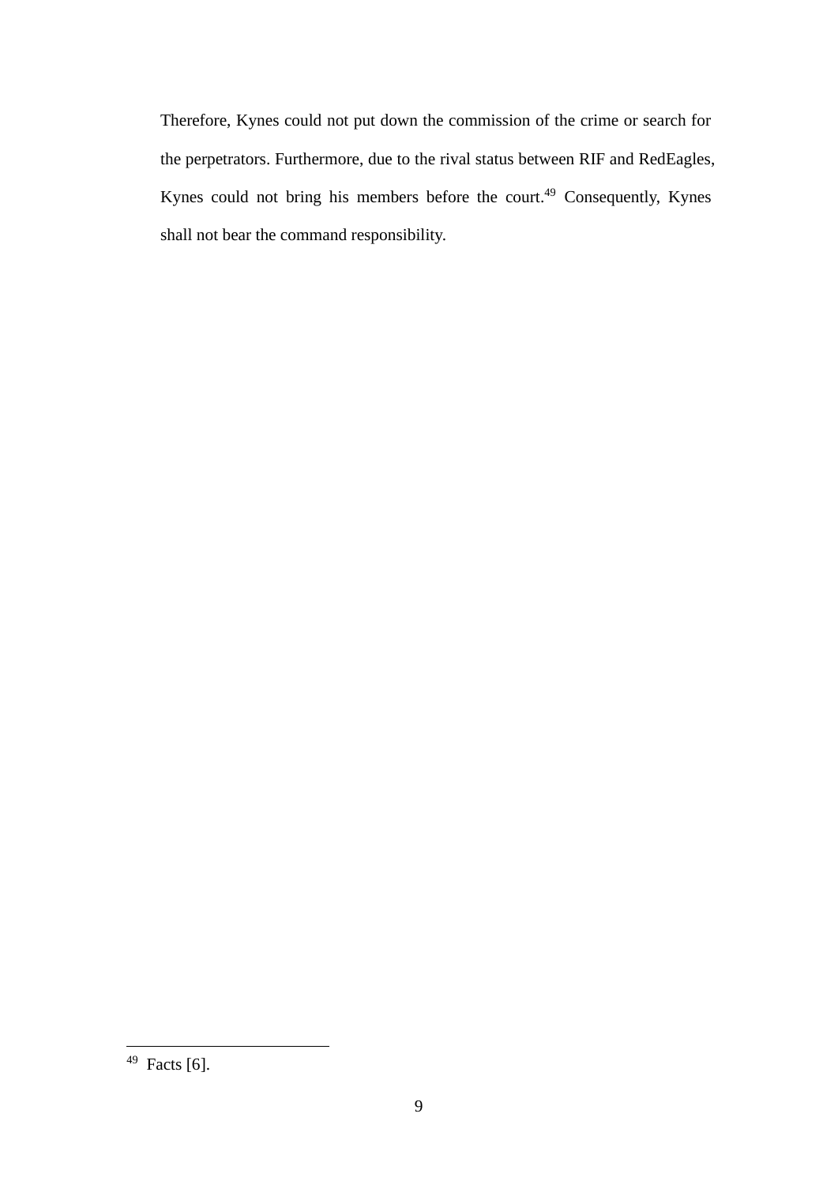Therefore, Kynes could not put down the commission of the crime or search for the perpetrators. Furthermore, due to the rival status between RIF and RedEagles, Kynes could not bring his members before the court.[49] Consequently, Kynes shall not bear the command responsibility.

---

[49] Facts [6].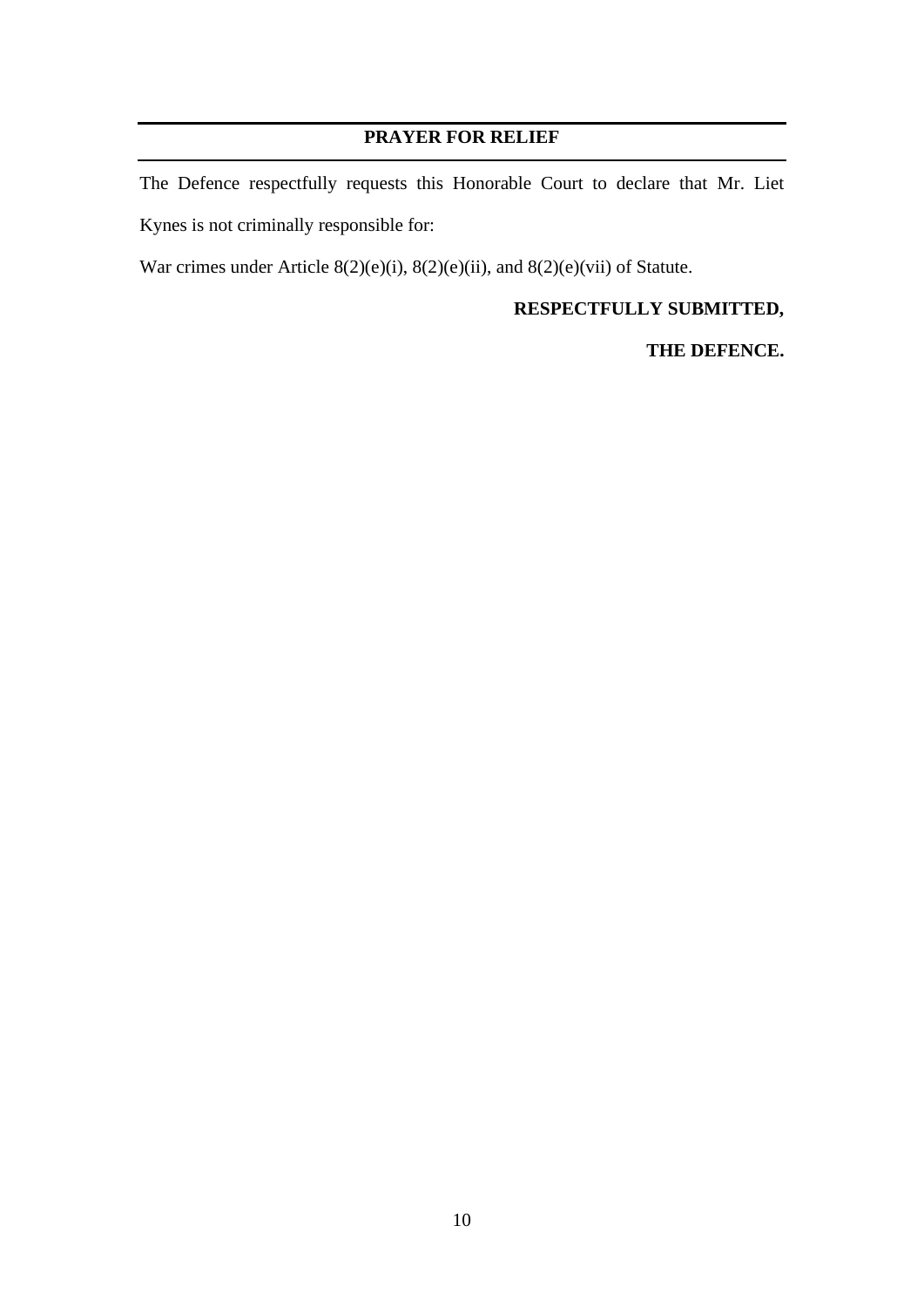## PRAYER FOR RELIEF

The Defence respectfully requests this Honorable Court to declare that Mr. Liet Kynes is not criminally responsible for:

War crimes under Article 8(2)(e)(i), 8(2)(e)(ii), and 8(2)(e)(vii) of Statute.

**RESPECTFULLY SUBMITTED,**

**THE DEFENCE.**